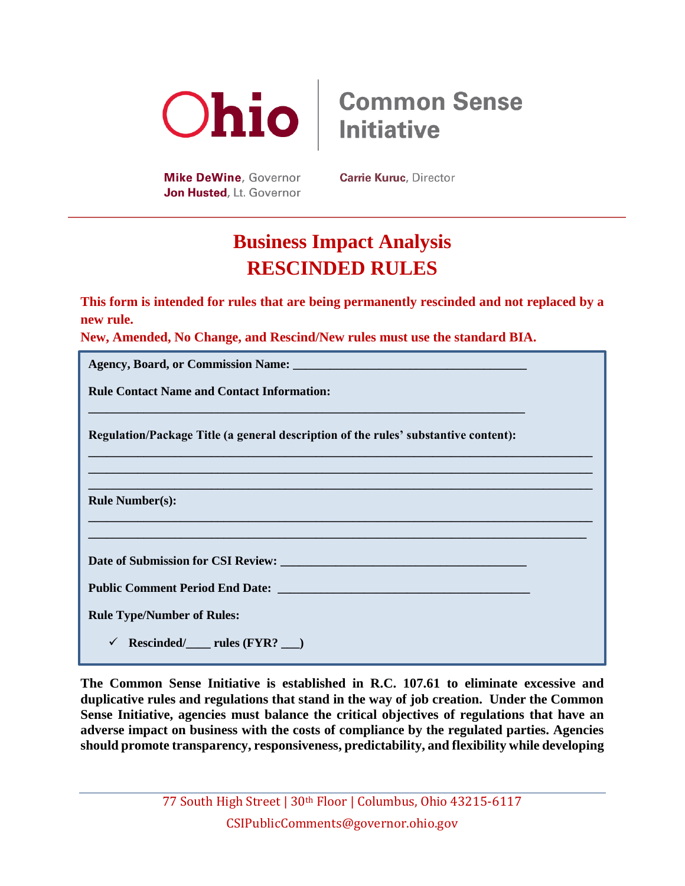**Ohio | Common Sense Initiative**

**Mike DeWine**, Governor
**Jon Husted**, Lt. Governor

**Carrie Kuruc**, Director

# Business Impact Analysis
# RESCINDED RULES

**This form is intended for rules that are being permanently rescinded and not replaced by a new rule.**
**New, Amended, No Change, and Rescind/New rules must use the standard BIA.**

**Agency, Board, or Commission Name:** ______________________________________

**Rule Contact Name and Contact Information:**

______________________________________________________________________

**Regulation/Package Title (a general description of the rules' substantive content):**

______________________________________________________________________
______________________________________________________________________
______________________________________________________________________

**Rule Number(s):**

______________________________________________________________________
______________________________________________________________________

**Date of Submission for CSI Review:** ______________________________________

**Public Comment Period End Date:** ______________________________________

**Rule Type/Number of Rules:**

- ✓ **Rescinded/____ rules (FYR? ___)**

**The Common Sense Initiative is established in R.C. 107.61 to eliminate excessive and duplicative rules and regulations that stand in the way of job creation. Under the Common Sense Initiative, agencies must balance the critical objectives of regulations that have an adverse impact on business with the costs of compliance by the regulated parties. Agencies should promote transparency, responsiveness, predictability, and flexibility while developing**

77 South High Street | 30th Floor | Columbus, Ohio 43215-6117
CSIPublicComments@governor.ohio.gov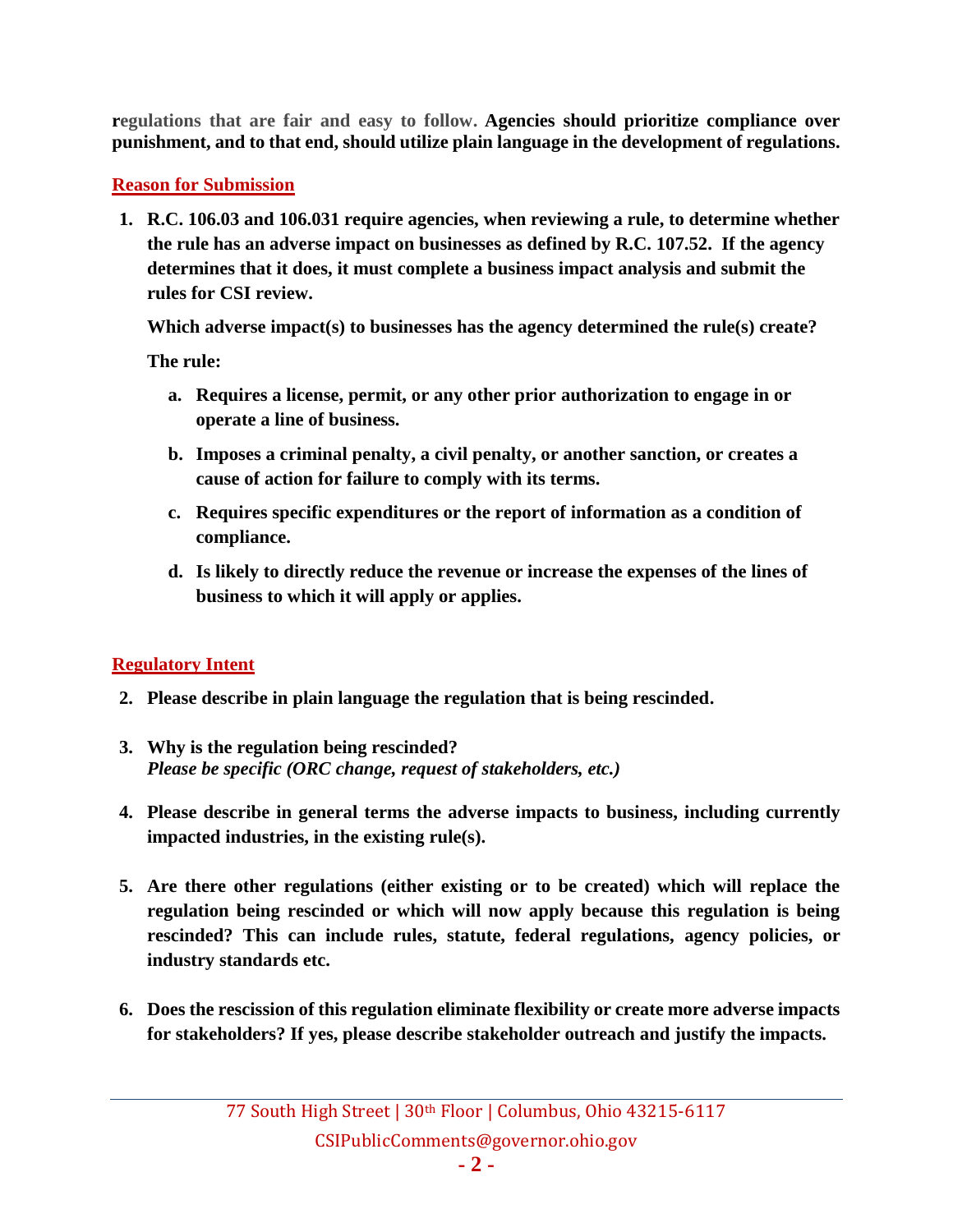**regulations that are fair and easy to follow. Agencies should prioritize compliance over punishment, and to that end, should utilize plain language in the development of regulations.**

## Reason for Submission

1. **R.C. 106.03 and 106.031 require agencies, when reviewing a rule, to determine whether the rule has an adverse impact on businesses as defined by R.C. 107.52. If the agency determines that it does, it must complete a business impact analysis and submit the rules for CSI review.**

   **Which adverse impact(s) to businesses has the agency determined the rule(s) create?**

   **The rule:**

   a. **Requires a license, permit, or any other prior authorization to engage in or operate a line of business.**

   b. **Imposes a criminal penalty, a civil penalty, or another sanction, or creates a cause of action for failure to comply with its terms.**

   c. **Requires specific expenditures or the report of information as a condition of compliance.**

   d. **Is likely to directly reduce the revenue or increase the expenses of the lines of business to which it will apply or applies.**

## Regulatory Intent

2. **Please describe in plain language the regulation that is being rescinded.**

3. **Why is the regulation being rescinded?**
   ***Please be specific (ORC change, request of stakeholders, etc.)***

4. **Please describe in general terms the adverse impacts to business, including currently impacted industries, in the existing rule(s).**

5. **Are there other regulations (either existing or to be created) which will replace the regulation being rescinded or which will now apply because this regulation is being rescinded? This can include rules, statute, federal regulations, agency policies, or industry standards etc.**

6. **Does the rescission of this regulation eliminate flexibility or create more adverse impacts for stakeholders? If yes, please describe stakeholder outreach and justify the impacts.**